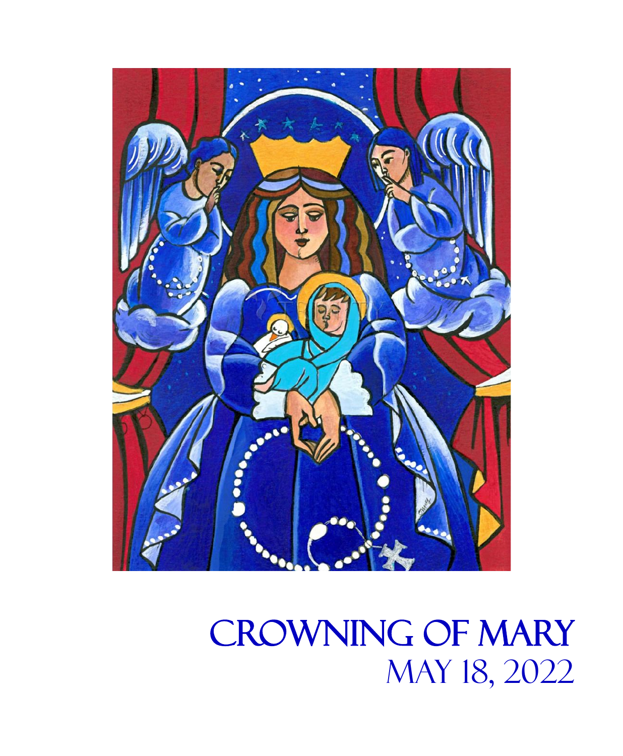# CROWNING OF MARY

## MAY 18, 2022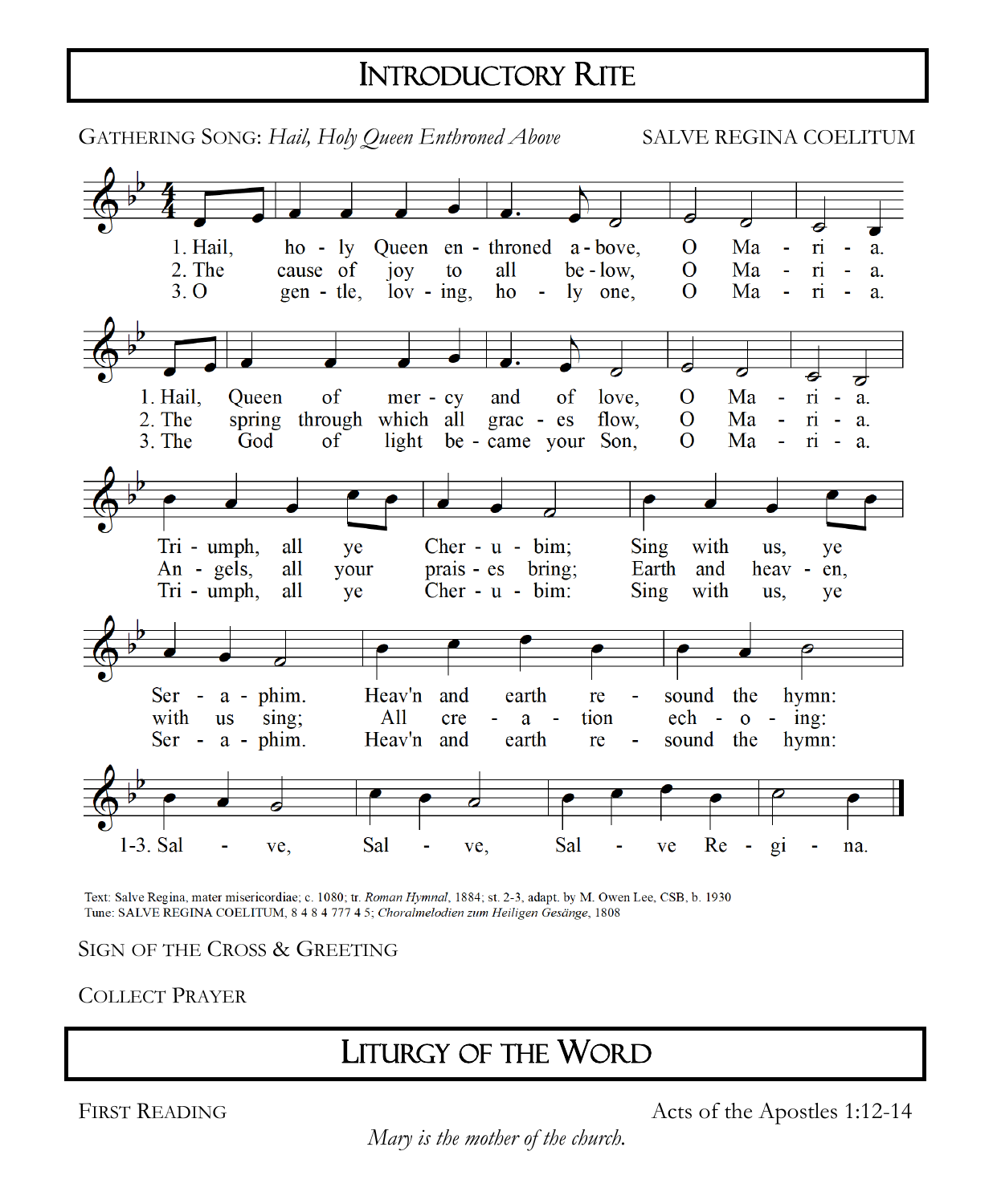# Introductory Rite

GATHERING SONG: *Hail, Holy Queen Enthroned Above* SALVE REGINA COELITUM

1. Hail, holy Queen enthroned above, O Maria.
Hail, Queen of mercy and of love, O Maria.
Triumph, all ye Cherubim;
Sing with us, ye Seraphim.
Heav'n and earth resound the hymn:

2. The cause of joy to all below, O Maria.
The spring through which all graces flow, O Maria.
Angels, all your praises bring;
Earth and heaven, with us sing;
All creation echoing:

3. O gentle, loving, holy one, O Maria.
The God of light became your Son, O Maria.
Triumph, all ye Cherubim:
Sing with us, ye Seraphim.
Heav'n and earth resound the hymn:

1-3. Salve, Salve, Salve Regina.

Text: Salve Regina, mater misericordiae; c. 1080; tr. *Roman Hymnal*, 1884; st. 2-3, adapt. by M. Owen Lee, CSB, b. 1930
Tune: SALVE REGINA COELITUM, 8 4 8 4 777 4 5; *Choralmelodien zum Heiligen Gesänge*, 1808

SIGN OF THE CROSS & GREETING

COLLECT PRAYER

# Liturgy of the Word

FIRST READING Acts of the Apostles 1:12-14

*Mary is the mother of the church.*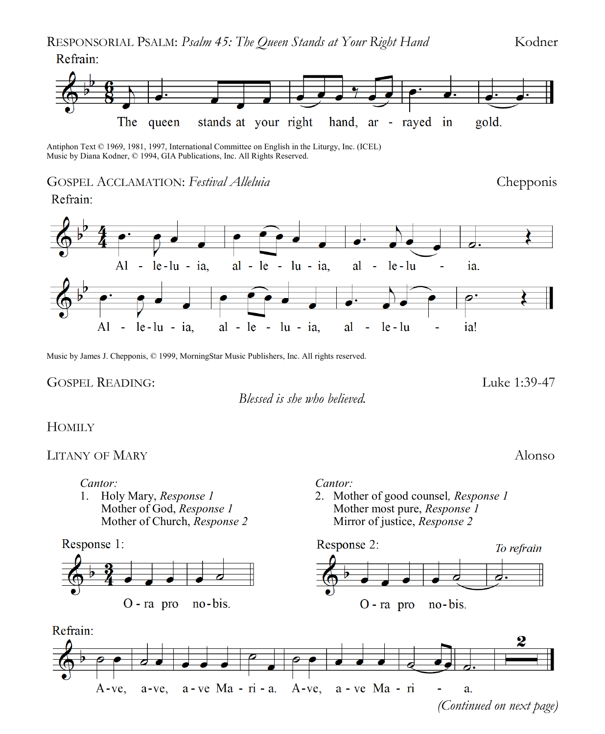Responsorial Psalm: *Psalm 45: The Queen Stands at Your Right Hand* — Kodner

Refrain:

The queen stands at your right hand, ar - rayed in gold.

Antiphon Text © 1969, 1981, 1997, International Committee on English in the Liturgy, Inc. (ICEL)
Music by Diana Kodner, © 1994, GIA Publications, Inc. All Rights Reserved.

Gospel Acclamation: *Festival Alleluia* — Chepponis

Refrain:

Al - le-lu - ia, al - le - lu - ia, al - le-lu - ia.
Al - le-lu - ia, al - le - lu - ia, al - le-lu - ia!

Music by James J. Chepponis, © 1999, MorningStar Music Publishers, Inc. All rights reserved.

Gospel Reading: — Luke 1:39-47

*Blessed is she who believed.*

Homily

Litany of Mary — Alonso

*Cantor:*
1. Holy Mary, *Response 1*
   Mother of God, *Response 1*
   Mother of Church, *Response 2*

*Cantor:*
2. Mother of good counsel, *Response 1*
   Mother most pure, *Response 1*
   Mirror of justice, *Response 2*

Response 1:

O - ra pro no-bis.

Response 2: *To refrain*

O - ra pro no-bis.

Refrain:

A-ve, a-ve, a - ve Ma - ri - a. A-ve, a - ve Ma - ri - a.

*(Continued on next page)*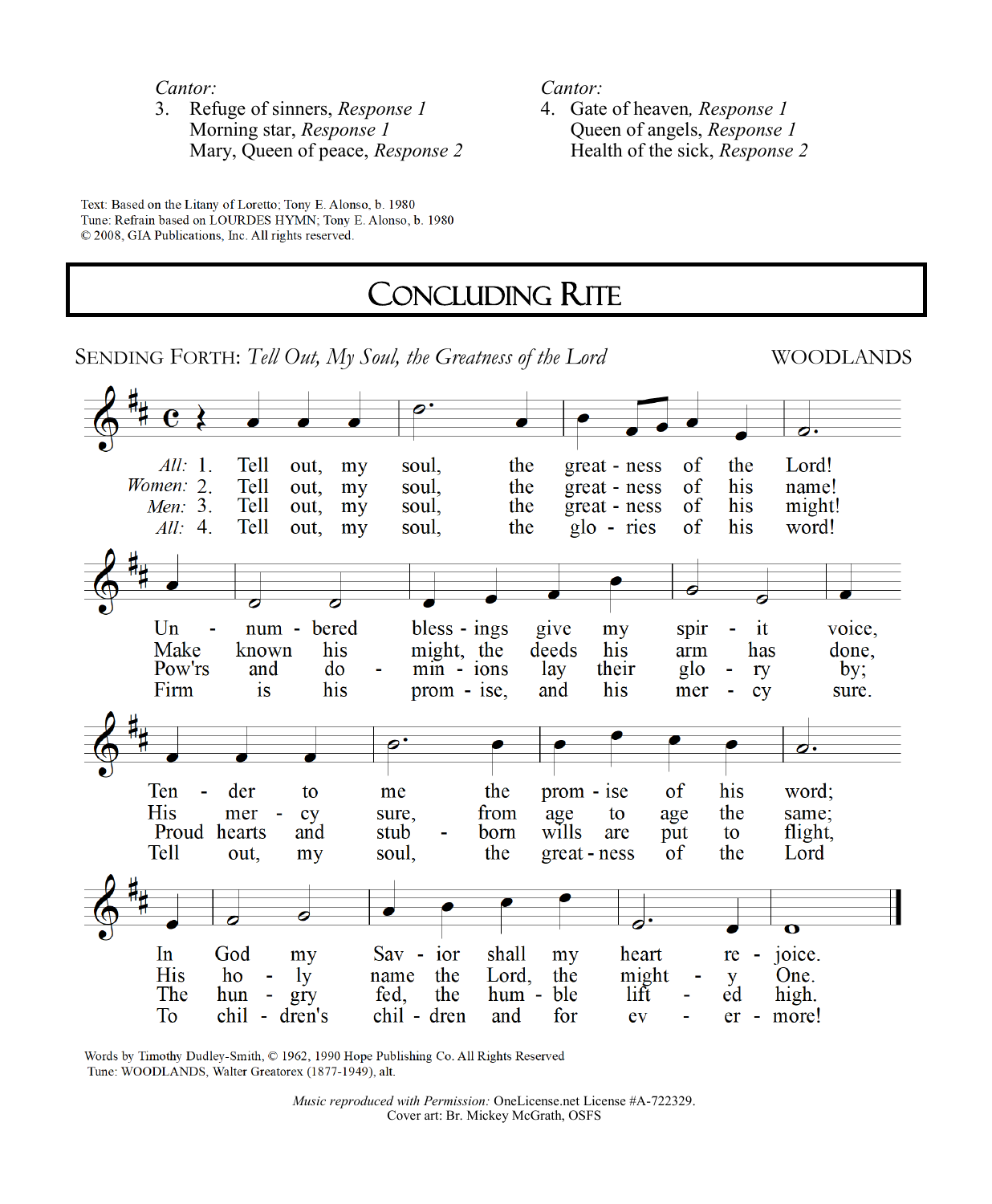*Cantor:*
3. Refuge of sinners, *Response 1*
Morning star, *Response 1*
Mary, Queen of peace, *Response 2*

*Cantor:*
4. Gate of heaven, *Response 1*
Queen of angels, *Response 1*
Health of the sick, *Response 2*

Text: Based on the Litany of Loretto; Tony E. Alonso, b. 1980
Tune: Refrain based on LOURDES HYMN; Tony E. Alonso, b. 1980
© 2008, GIA Publications, Inc. All rights reserved.

# Concluding Rite

## Sending Forth: *Tell Out, My Soul, the Greatness of the Lord* — WOODLANDS

*All:* 1. Tell out, my soul, the greatness of the Lord! Unnumbered blessings give my spirit voice, Tender to me the promise of his word; In God my Savior shall my heart rejoice.

*Women:* 2. Tell out, my soul, the greatness of his name! Make known his might, the deeds his arm has done, His mercy sure, from age to age the same; His holy name the Lord, the Mighty One.

*Men:* 3. Tell out, my soul, the greatness of his might! Pow'rs and dominions lay their glory by; Proud hearts and stubborn wills are put to flight, The hungry fed, the humble lifted high.

*All:* 4. Tell out, my soul, the glories of his word! Firm is his promise, and his mercy sure. Tell out, my soul, the greatness of the Lord To children's children and for evermore!

Words by Timothy Dudley-Smith, © 1962, 1990 Hope Publishing Co. All Rights Reserved
Tune: WOODLANDS, Walter Greatorex (1877-1949), alt.

*Music reproduced with Permission:* OneLicense.net License #A-722329.
Cover art: Br. Mickey McGrath, OSFS